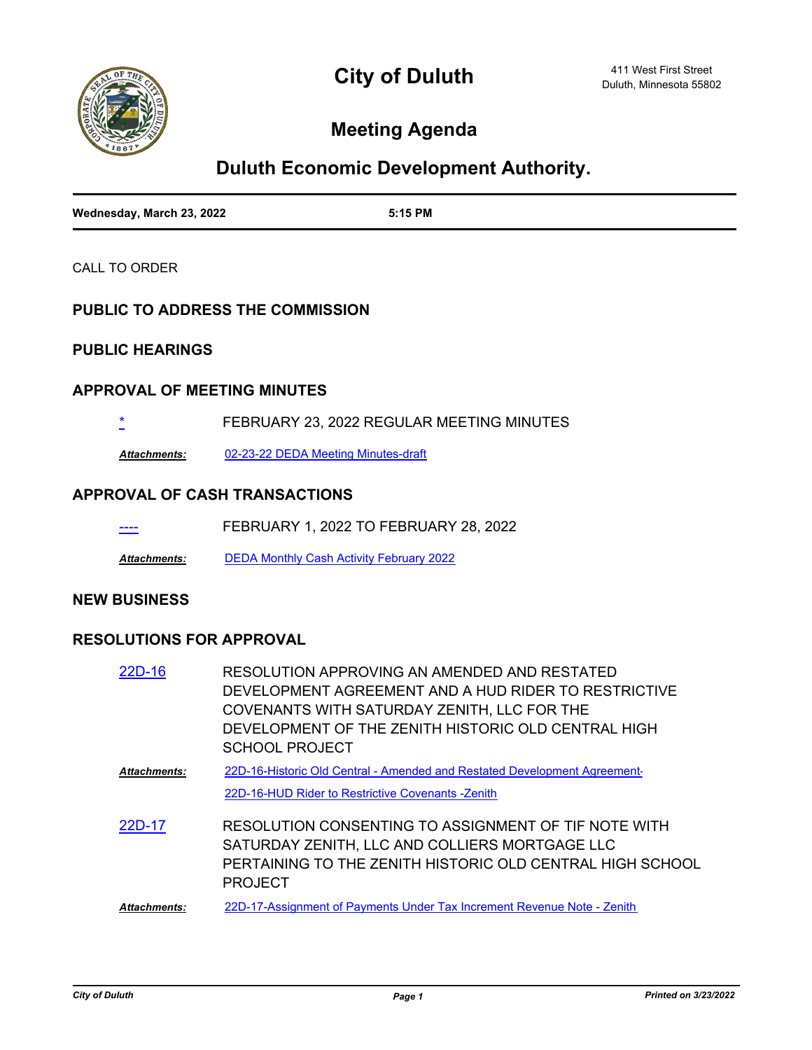# City of Duluth

411 West First Street
Duluth, Minnesota 55802

## Meeting Agenda

## Duluth Economic Development Authority.

**Wednesday, March 23, 2022** **5:15 PM**

CALL TO ORDER

### PUBLIC TO ADDRESS THE COMMISSION

### PUBLIC HEARINGS

### APPROVAL OF MEETING MINUTES

* FEBRUARY 23, 2022 REGULAR MEETING MINUTES

***Attachments:*** 02-23-22 DEDA Meeting Minutes-draft

### APPROVAL OF CASH TRANSACTIONS

---- FEBRUARY 1, 2022 TO FEBRUARY 28, 2022

***Attachments:*** DEDA Monthly Cash Activity February 2022

### NEW BUSINESS

### RESOLUTIONS FOR APPROVAL

22D-16 RESOLUTION APPROVING AN AMENDED AND RESTATED DEVELOPMENT AGREEMENT AND A HUD RIDER TO RESTRICTIVE COVENANTS WITH SATURDAY ZENITH, LLC FOR THE DEVELOPMENT OF THE ZENITH HISTORIC OLD CENTRAL HIGH SCHOOL PROJECT

***Attachments:*** 22D-16-Historic Old Central - Amended and Restated Development Agreement-
22D-16-HUD Rider to Restrictive Covenants -Zenith

22D-17 RESOLUTION CONSENTING TO ASSIGNMENT OF TIF NOTE WITH SATURDAY ZENITH, LLC AND COLLIERS MORTGAGE LLC PERTAINING TO THE ZENITH HISTORIC OLD CENTRAL HIGH SCHOOL PROJECT

***Attachments:*** 22D-17-Assignment of Payments Under Tax Increment Revenue Note - Zenith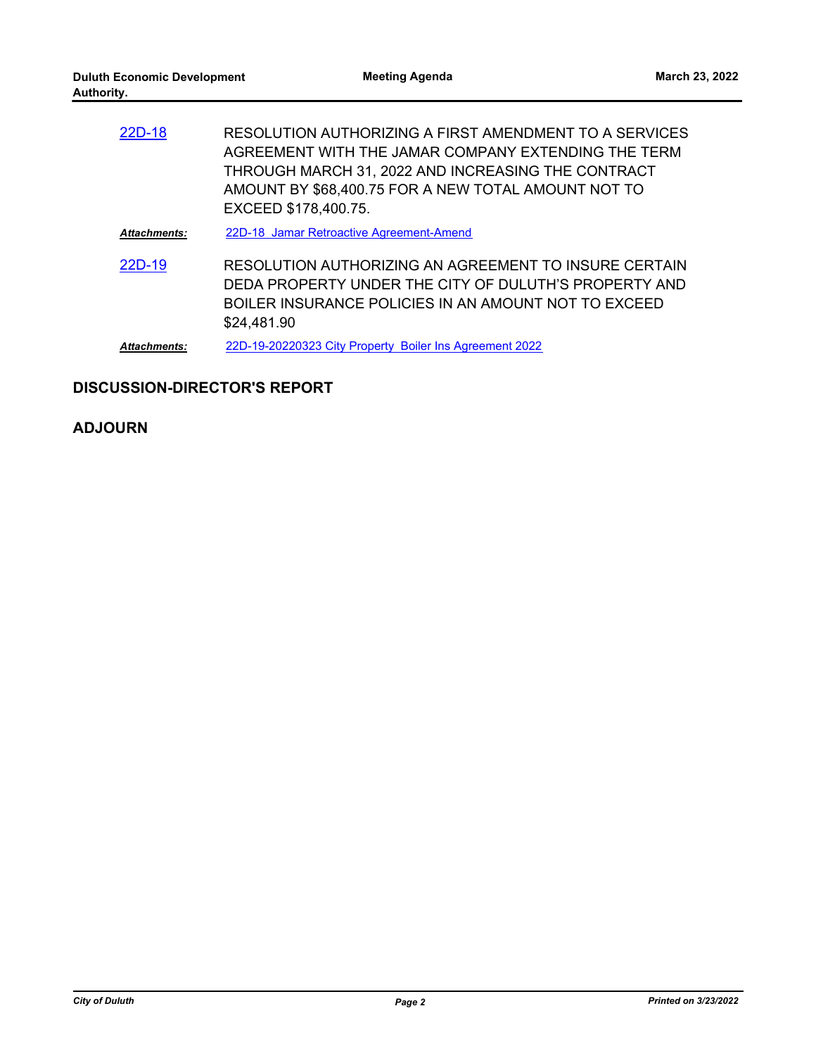22D-18 RESOLUTION AUTHORIZING A FIRST AMENDMENT TO A SERVICES AGREEMENT WITH THE JAMAR COMPANY EXTENDING THE TERM THROUGH MARCH 31, 2022 AND INCREASING THE CONTRACT AMOUNT BY $68,400.75 FOR A NEW TOTAL AMOUNT NOT TO EXCEED $178,400.75.

***Attachments:*** 22D-18 Jamar Retroactive Agreement-Amend

22D-19 RESOLUTION AUTHORIZING AN AGREEMENT TO INSURE CERTAIN DEDA PROPERTY UNDER THE CITY OF DULUTH'S PROPERTY AND BOILER INSURANCE POLICIES IN AN AMOUNT NOT TO EXCEED $24,481.90

***Attachments:*** 22D-19-20220323 City Property Boiler Ins Agreement 2022

## DISCUSSION-DIRECTOR'S REPORT

## ADJOURN